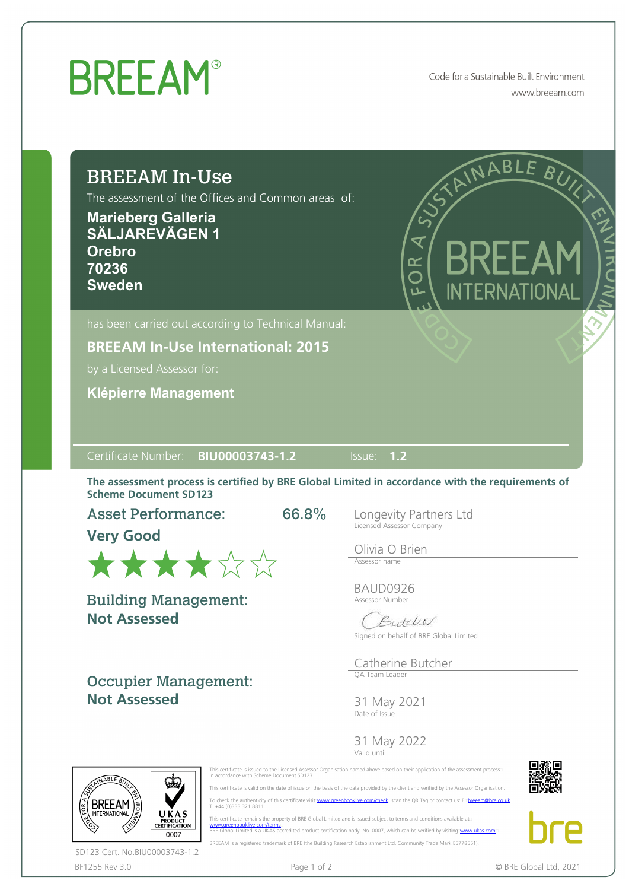# BREEAM®

Code for a Sustainable Built Environment
www.breeam.com

## BREEAM In-Use

The assessment of the Offices and Common areas of:

**Marieberg Galleria**
**SÄLJAREVÄGEN 1**
**Orebro**
**70236**
**Sweden**

has been carried out according to Technical Manual:

**BREEAM In-Use International: 2015**

by a Licensed Assessor for:

**Klépierre Management**

Certificate Number: **BIU00003743-1.2** Issue: **1.2**

**The assessment process is certified by BRE Global Limited in accordance with the requirements of Scheme Document SD123**

**Asset Performance:** 66.8%

**Very Good**

★★★★☆☆

**Building Management:**
**Not Assessed**

**Occupier Management:**
**Not Assessed**

Longevity Partners Ltd
Licensed Assessor Company

Olivia O Brien
Assessor name

BAUD0926
Assessor Number

Signed on behalf of BRE Global Limited

Catherine Butcher
QA Team Leader

31 May 2021
Date of Issue

31 May 2022
Valid until

This certificate is issued to the Licensed Assessor Organisation named above based on their application of the assessment process in accordance with Scheme Document SD123.

This certificate is valid on the date of issue on the basis of the data provided by the client and verified by the Assessor Organisation.

To check the authenticity of this certificate visit www.greenbooklive.com/check, scan the QR Tag or contact us: E: breeam@bre.co.uk T. +44 (0)333 321 8811

This certificate remains the property of BRE Global Limited and is issued subject to terms and conditions available at www.greenbooklive.com/terms
BRE Global Limited is a UKAS accredited product certification body, No. 0007, which can be verified by visiting www.ukas.com

BREEAM is a registered trademark of BRE (the Building Research Establishment Ltd. Community Trade Mark E5778551).

SD123 Cert. No.BIU00003743-1.2

BF1255 Rev 3.0

© BRE Global Ltd, 2021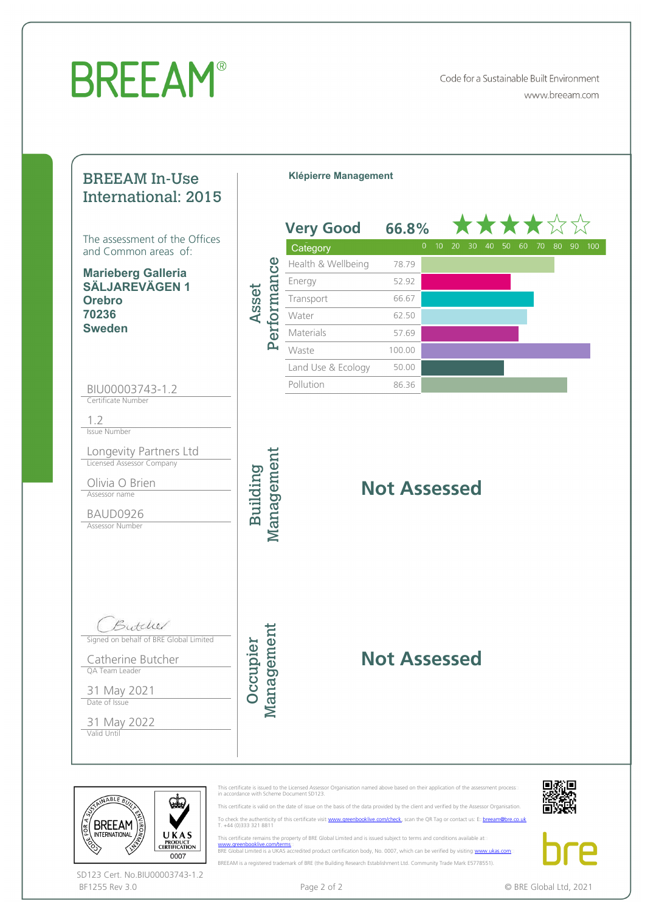# BREEAM®

Code for a Sustainable Built Environment
www.breeam.com

## BREEAM In-Use International: 2015

The assessment of the Offices and Common areas of:

**Marieberg Galleria**
**SÄLJAREVÄGEN 1**
**Orebro**
**70236**
**Sweden**

BIU00003743-1.2
Certificate Number

1.2
Issue Number

Longevity Partners Ltd
Licensed Assessor Company

Olivia O Brien
Assessor name

BAUD0926
Assessor Number

Signed on behalf of BRE Global Limited

Catherine Butcher
QA Team Leader

31 May 2021
Date of Issue

31 May 2022
Valid Until

**Klépierre Management**

### Asset Performance

**Very Good** **66.8%** ★★★★☆☆

| Category | |
|---|---|
| Health & Wellbeing | 78.79 |
| Energy | 52.92 |
| Transport | 66.67 |
| Water | 62.50 |
| Materials | 57.69 |
| Waste | 100.00 |
| Land Use & Ecology | 50.00 |
| Pollution | 86.36 |

0 10 20 30 40 50 60 70 80 90 100

### Building Management

**Not Assessed**

### Occupier Management

**Not Assessed**

This certificate is issued to the Licensed Assessor Organisation named above based on their application of the assessment process in accordance with Scheme Document SD123.

This certificate is valid on the date of issue on the basis of the data provided by the client and verified by the Assessor Organisation.

To check the authenticity of this certificate visit www.greenbooklive.com/check, scan the QR Tag or contact us: E: breeam@bre.co.uk
T. +44 (0)333 321 8811

This certificate remains the property of BRE Global Limited and is issued subject to terms and conditions available at: www.greenbooklive.com/terms
BRE Global Limited is a UKAS accredited product certification body, No. 0007, which can be verified by visiting www.ukas.com

BREEAM is a registered trademark of BRE (the Building Research Establishment Ltd. Community Trade Mark E5778551).

SD123 Cert. No.BIU00003743-1.2
BF1255 Rev 3.0

© BRE Global Ltd, 2021